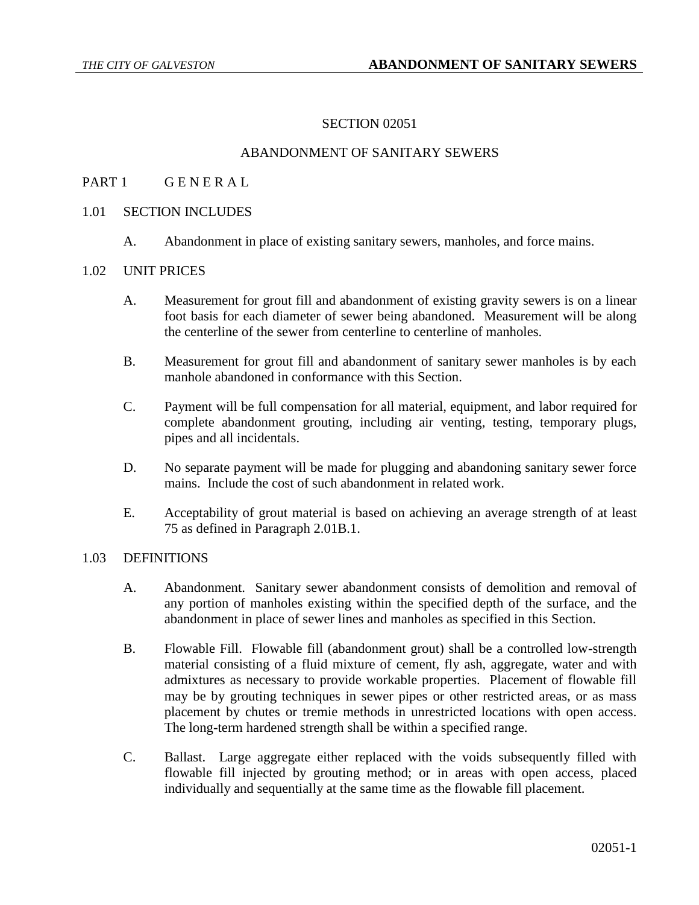# SECTION 02051

# ABANDONMENT OF SANITARY SEWERS

## PART 1 G E N E R A L

### 1.01 SECTION INCLUDES

A. Abandonment in place of existing sanitary sewers, manholes, and force mains.

### 1.02 UNIT PRICES

A. Measurement for grout fill and abandonment of existing gravity sewers is on a linear foot basis for each diameter of sewer being abandoned. Measurement will be along the centerline of the sewer from centerline to centerline of manholes.

B. Measurement for grout fill and abandonment of sanitary sewer manholes is by each manhole abandoned in conformance with this Section.

C. Payment will be full compensation for all material, equipment, and labor required for complete abandonment grouting, including air venting, testing, temporary plugs, pipes and all incidentals.

D. No separate payment will be made for plugging and abandoning sanitary sewer force mains. Include the cost of such abandonment in related work.

E. Acceptability of grout material is based on achieving an average strength of at least 75 as defined in Paragraph 2.01B.1.

### 1.03 DEFINITIONS

A. Abandonment. Sanitary sewer abandonment consists of demolition and removal of any portion of manholes existing within the specified depth of the surface, and the abandonment in place of sewer lines and manholes as specified in this Section.

B. Flowable Fill. Flowable fill (abandonment grout) shall be a controlled low-strength material consisting of a fluid mixture of cement, fly ash, aggregate, water and with admixtures as necessary to provide workable properties. Placement of flowable fill may be by grouting techniques in sewer pipes or other restricted areas, or as mass placement by chutes or tremie methods in unrestricted locations with open access. The long-term hardened strength shall be within a specified range.

C. Ballast. Large aggregate either replaced with the voids subsequently filled with flowable fill injected by grouting method; or in areas with open access, placed individually and sequentially at the same time as the flowable fill placement.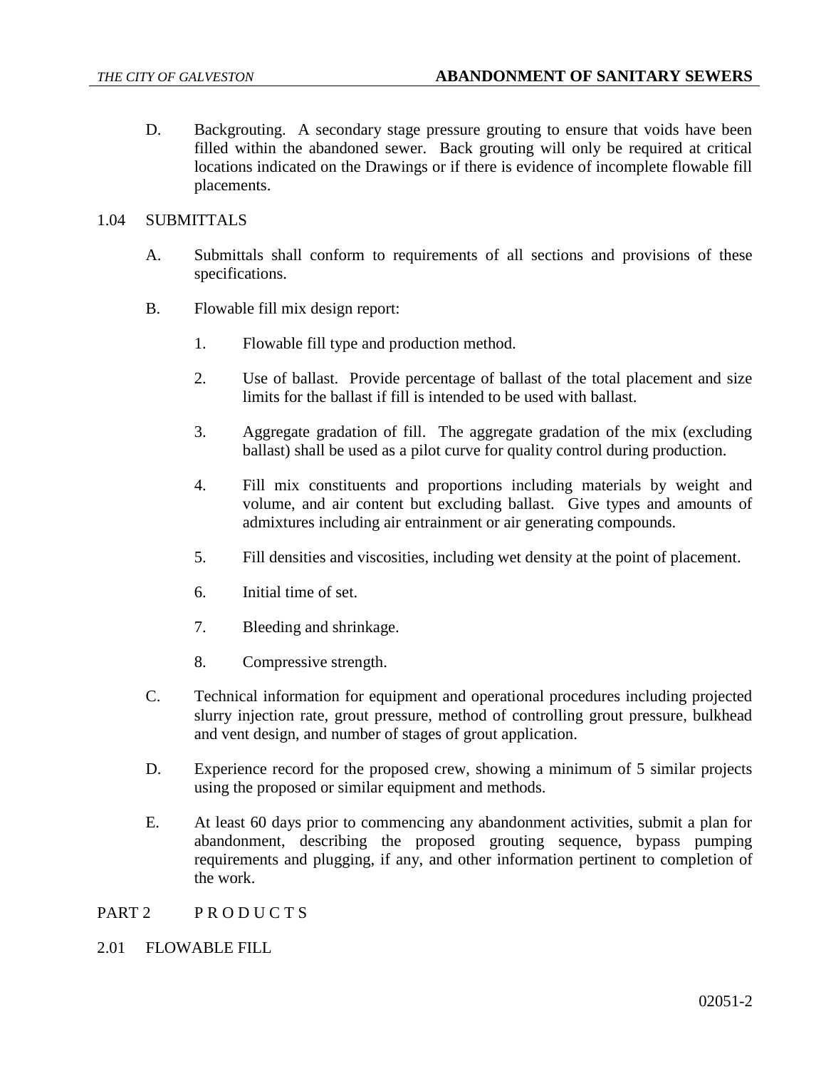D. Backgrouting. A secondary stage pressure grouting to ensure that voids have been filled within the abandoned sewer. Back grouting will only be required at critical locations indicated on the Drawings or if there is evidence of incomplete flowable fill placements.

## 1.04 SUBMITTALS

A. Submittals shall conform to requirements of all sections and provisions of these specifications.

B. Flowable fill mix design report:

1. Flowable fill type and production method.

2. Use of ballast. Provide percentage of ballast of the total placement and size limits for the ballast if fill is intended to be used with ballast.

3. Aggregate gradation of fill. The aggregate gradation of the mix (excluding ballast) shall be used as a pilot curve for quality control during production.

4. Fill mix constituents and proportions including materials by weight and volume, and air content but excluding ballast. Give types and amounts of admixtures including air entrainment or air generating compounds.

5. Fill densities and viscosities, including wet density at the point of placement.

6. Initial time of set.

7. Bleeding and shrinkage.

8. Compressive strength.

C. Technical information for equipment and operational procedures including projected slurry injection rate, grout pressure, method of controlling grout pressure, bulkhead and vent design, and number of stages of grout application.

D. Experience record for the proposed crew, showing a minimum of 5 similar projects using the proposed or similar equipment and methods.

E. At least 60 days prior to commencing any abandonment activities, submit a plan for abandonment, describing the proposed grouting sequence, bypass pumping requirements and plugging, if any, and other information pertinent to completion of the work.

# PART 2 P R O D U C T S

## 2.01 FLOWABLE FILL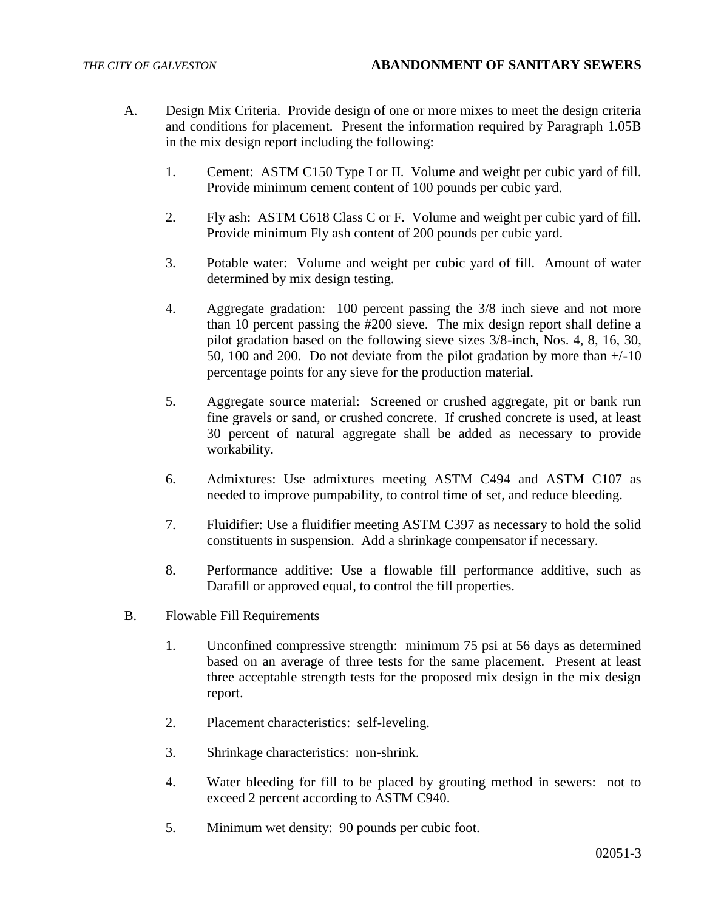A. Design Mix Criteria. Provide design of one or more mixes to meet the design criteria and conditions for placement. Present the information required by Paragraph 1.05B in the mix design report including the following:

   1. Cement: ASTM C150 Type I or II. Volume and weight per cubic yard of fill. Provide minimum cement content of 100 pounds per cubic yard.

   2. Fly ash: ASTM C618 Class C or F. Volume and weight per cubic yard of fill. Provide minimum Fly ash content of 200 pounds per cubic yard.

   3. Potable water: Volume and weight per cubic yard of fill. Amount of water determined by mix design testing.

   4. Aggregate gradation: 100 percent passing the 3/8 inch sieve and not more than 10 percent passing the #200 sieve. The mix design report shall define a pilot gradation based on the following sieve sizes 3/8-inch, Nos. 4, 8, 16, 30, 50, 100 and 200. Do not deviate from the pilot gradation by more than +/-10 percentage points for any sieve for the production material.

   5. Aggregate source material: Screened or crushed aggregate, pit or bank run fine gravels or sand, or crushed concrete. If crushed concrete is used, at least 30 percent of natural aggregate shall be added as necessary to provide workability.

   6. Admixtures: Use admixtures meeting ASTM C494 and ASTM C107 as needed to improve pumpability, to control time of set, and reduce bleeding.

   7. Fluidifier: Use a fluidifier meeting ASTM C397 as necessary to hold the solid constituents in suspension. Add a shrinkage compensator if necessary.

   8. Performance additive: Use a flowable fill performance additive, such as Darafill or approved equal, to control the fill properties.

B. Flowable Fill Requirements

   1. Unconfined compressive strength: minimum 75 psi at 56 days as determined based on an average of three tests for the same placement. Present at least three acceptable strength tests for the proposed mix design in the mix design report.

   2. Placement characteristics: self-leveling.

   3. Shrinkage characteristics: non-shrink.

   4. Water bleeding for fill to be placed by grouting method in sewers: not to exceed 2 percent according to ASTM C940.

   5. Minimum wet density: 90 pounds per cubic foot.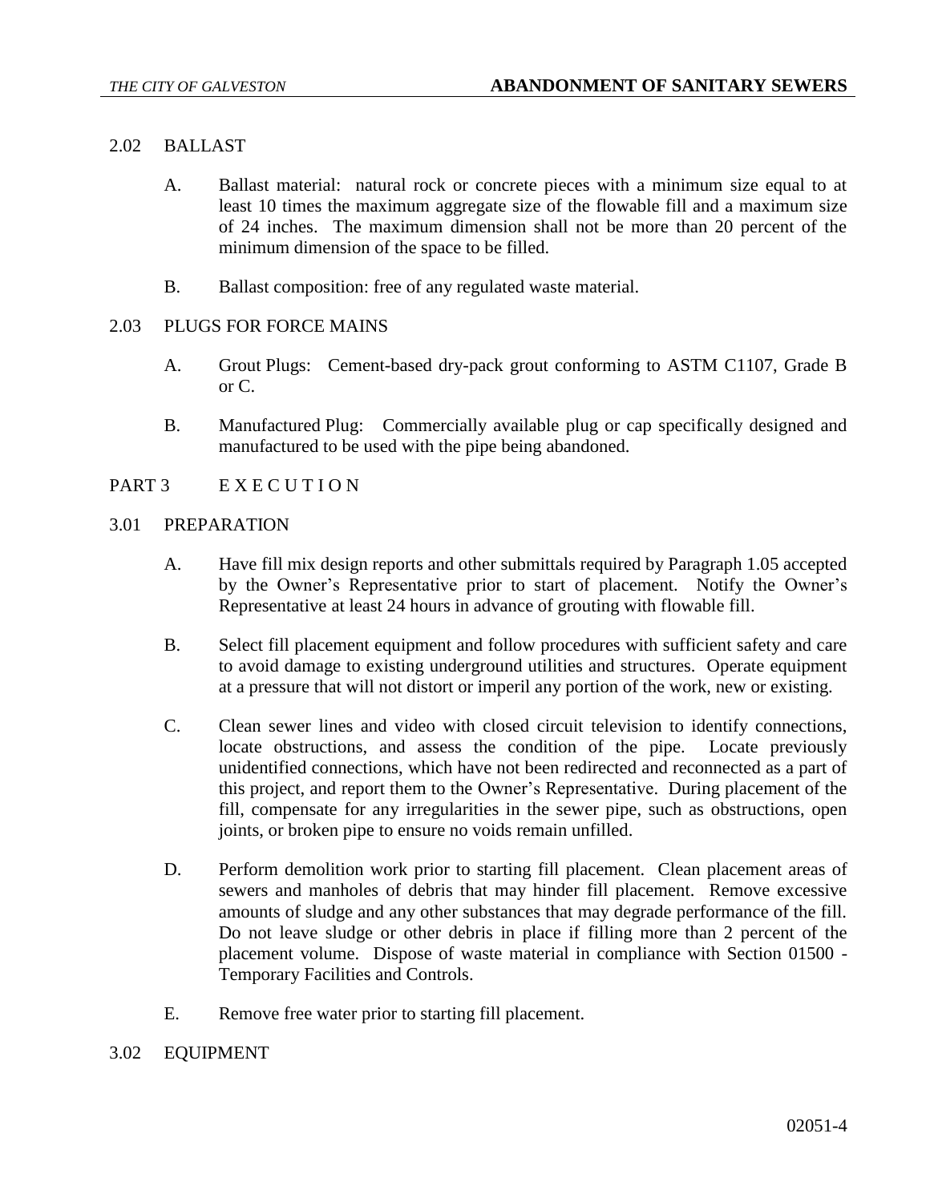## 2.02 BALLAST

A. Ballast material: natural rock or concrete pieces with a minimum size equal to at least 10 times the maximum aggregate size of the flowable fill and a maximum size of 24 inches. The maximum dimension shall not be more than 20 percent of the minimum dimension of the space to be filled.

B. Ballast composition: free of any regulated waste material.

## 2.03 PLUGS FOR FORCE MAINS

A. Grout Plugs: Cement-based dry-pack grout conforming to ASTM C1107, Grade B or C.

B. Manufactured Plug: Commercially available plug or cap specifically designed and manufactured to be used with the pipe being abandoned.

# PART 3 E X E C U T I O N

## 3.01 PREPARATION

A. Have fill mix design reports and other submittals required by Paragraph 1.05 accepted by the Owner's Representative prior to start of placement. Notify the Owner's Representative at least 24 hours in advance of grouting with flowable fill.

B. Select fill placement equipment and follow procedures with sufficient safety and care to avoid damage to existing underground utilities and structures. Operate equipment at a pressure that will not distort or imperil any portion of the work, new or existing.

C. Clean sewer lines and video with closed circuit television to identify connections, locate obstructions, and assess the condition of the pipe. Locate previously unidentified connections, which have not been redirected and reconnected as a part of this project, and report them to the Owner's Representative. During placement of the fill, compensate for any irregularities in the sewer pipe, such as obstructions, open joints, or broken pipe to ensure no voids remain unfilled.

D. Perform demolition work prior to starting fill placement. Clean placement areas of sewers and manholes of debris that may hinder fill placement. Remove excessive amounts of sludge and any other substances that may degrade performance of the fill. Do not leave sludge or other debris in place if filling more than 2 percent of the placement volume. Dispose of waste material in compliance with Section 01500 - Temporary Facilities and Controls.

E. Remove free water prior to starting fill placement.

## 3.02 EQUIPMENT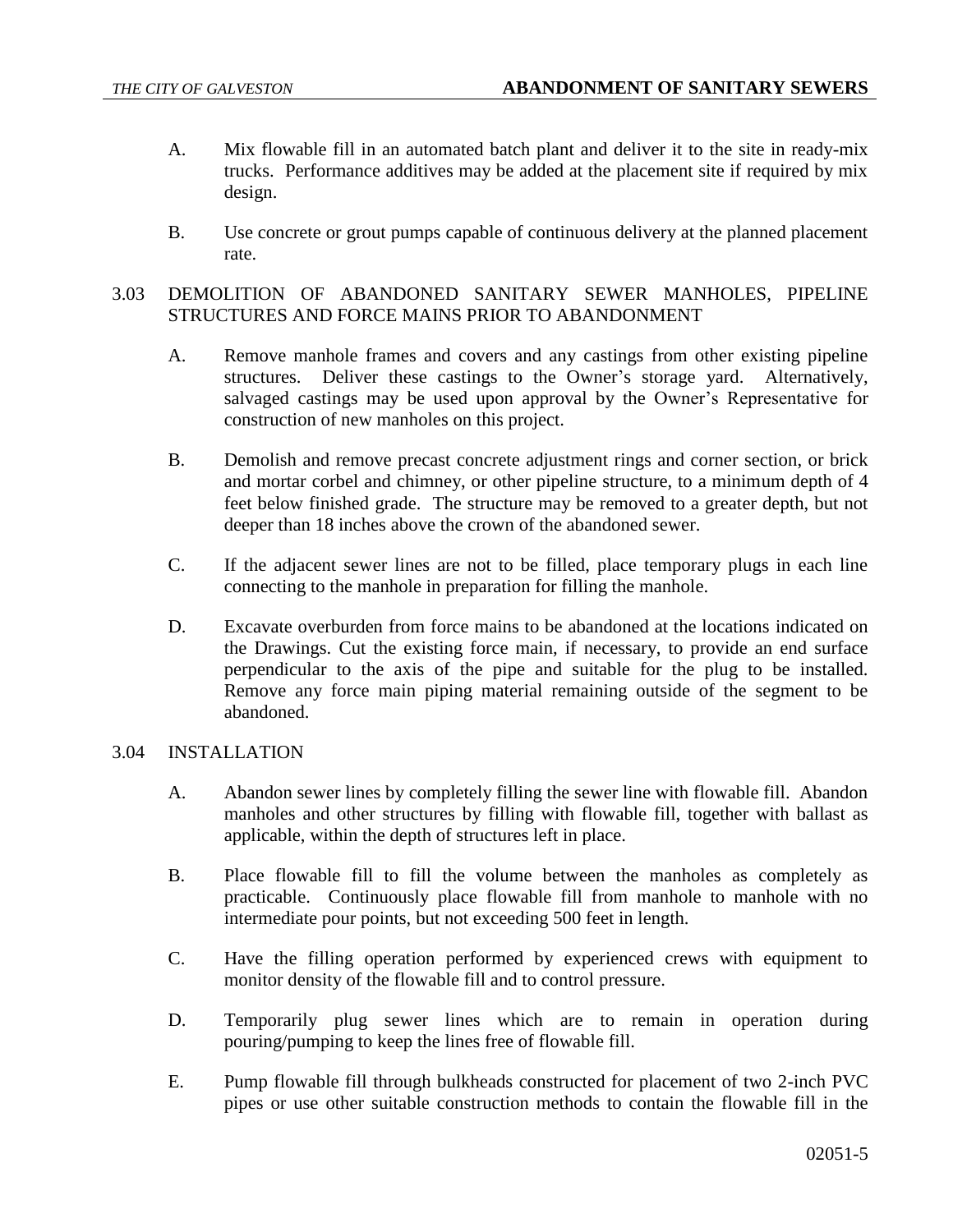A. Mix flowable fill in an automated batch plant and deliver it to the site in ready-mix trucks. Performance additives may be added at the placement site if required by mix design.

B. Use concrete or grout pumps capable of continuous delivery at the planned placement rate.

## 3.03 DEMOLITION OF ABANDONED SANITARY SEWER MANHOLES, PIPELINE STRUCTURES AND FORCE MAINS PRIOR TO ABANDONMENT

A. Remove manhole frames and covers and any castings from other existing pipeline structures. Deliver these castings to the Owner's storage yard. Alternatively, salvaged castings may be used upon approval by the Owner's Representative for construction of new manholes on this project.

B. Demolish and remove precast concrete adjustment rings and corner section, or brick and mortar corbel and chimney, or other pipeline structure, to a minimum depth of 4 feet below finished grade. The structure may be removed to a greater depth, but not deeper than 18 inches above the crown of the abandoned sewer.

C. If the adjacent sewer lines are not to be filled, place temporary plugs in each line connecting to the manhole in preparation for filling the manhole.

D. Excavate overburden from force mains to be abandoned at the locations indicated on the Drawings. Cut the existing force main, if necessary, to provide an end surface perpendicular to the axis of the pipe and suitable for the plug to be installed. Remove any force main piping material remaining outside of the segment to be abandoned.

## 3.04 INSTALLATION

A. Abandon sewer lines by completely filling the sewer line with flowable fill. Abandon manholes and other structures by filling with flowable fill, together with ballast as applicable, within the depth of structures left in place.

B. Place flowable fill to fill the volume between the manholes as completely as practicable. Continuously place flowable fill from manhole to manhole with no intermediate pour points, but not exceeding 500 feet in length.

C. Have the filling operation performed by experienced crews with equipment to monitor density of the flowable fill and to control pressure.

D. Temporarily plug sewer lines which are to remain in operation during pouring/pumping to keep the lines free of flowable fill.

E. Pump flowable fill through bulkheads constructed for placement of two 2-inch PVC pipes or use other suitable construction methods to contain the flowable fill in the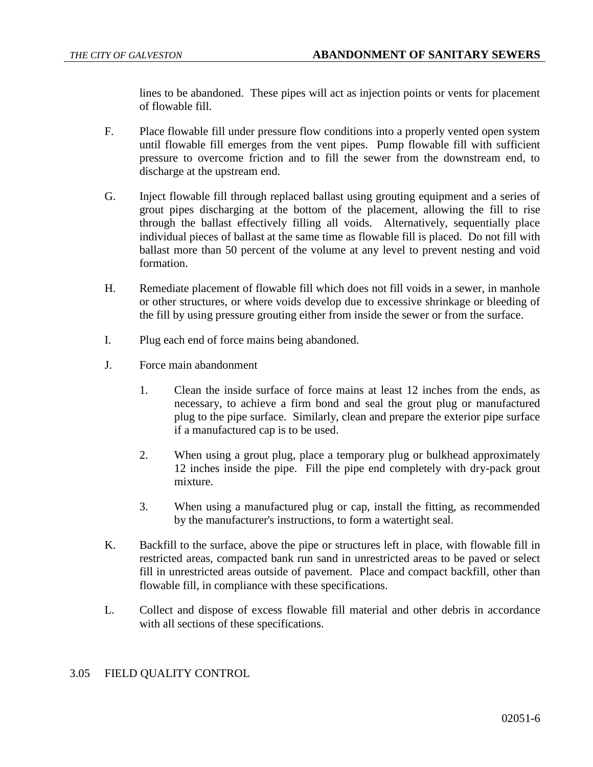lines to be abandoned. These pipes will act as injection points or vents for placement of flowable fill.

F. Place flowable fill under pressure flow conditions into a properly vented open system until flowable fill emerges from the vent pipes. Pump flowable fill with sufficient pressure to overcome friction and to fill the sewer from the downstream end, to discharge at the upstream end.

G. Inject flowable fill through replaced ballast using grouting equipment and a series of grout pipes discharging at the bottom of the placement, allowing the fill to rise through the ballast effectively filling all voids. Alternatively, sequentially place individual pieces of ballast at the same time as flowable fill is placed. Do not fill with ballast more than 50 percent of the volume at any level to prevent nesting and void formation.

H. Remediate placement of flowable fill which does not fill voids in a sewer, in manhole or other structures, or where voids develop due to excessive shrinkage or bleeding of the fill by using pressure grouting either from inside the sewer or from the surface.

I. Plug each end of force mains being abandoned.

J. Force main abandonment

1. Clean the inside surface of force mains at least 12 inches from the ends, as necessary, to achieve a firm bond and seal the grout plug or manufactured plug to the pipe surface. Similarly, clean and prepare the exterior pipe surface if a manufactured cap is to be used.

2. When using a grout plug, place a temporary plug or bulkhead approximately 12 inches inside the pipe. Fill the pipe end completely with dry-pack grout mixture.

3. When using a manufactured plug or cap, install the fitting, as recommended by the manufacturer's instructions, to form a watertight seal.

K. Backfill to the surface, above the pipe or structures left in place, with flowable fill in restricted areas, compacted bank run sand in unrestricted areas to be paved or select fill in unrestricted areas outside of pavement. Place and compact backfill, other than flowable fill, in compliance with these specifications.

L. Collect and dispose of excess flowable fill material and other debris in accordance with all sections of these specifications.

## 3.05 FIELD QUALITY CONTROL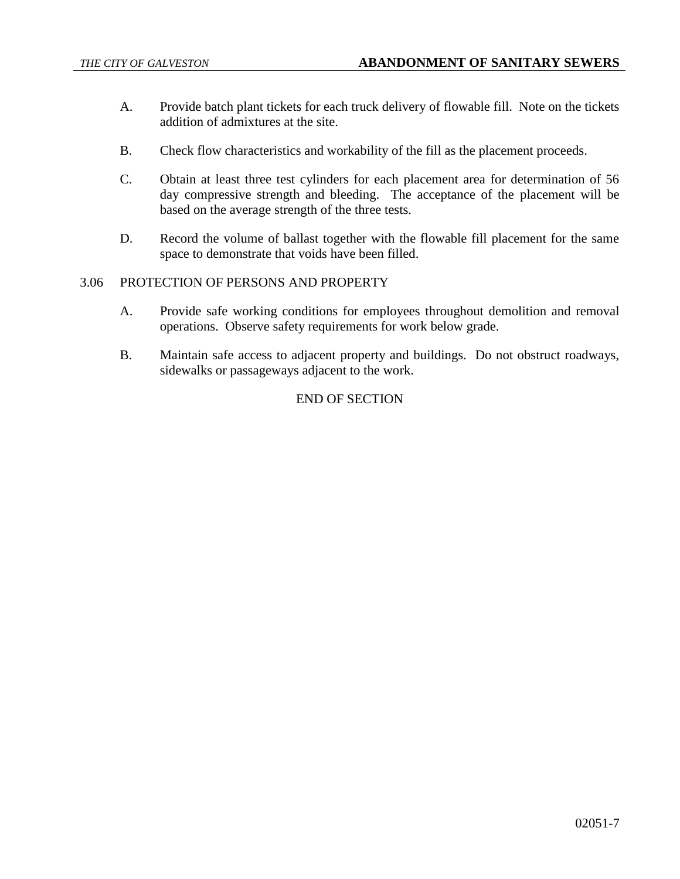A. Provide batch plant tickets for each truck delivery of flowable fill. Note on the tickets addition of admixtures at the site.

B. Check flow characteristics and workability of the fill as the placement proceeds.

C. Obtain at least three test cylinders for each placement area for determination of 56 day compressive strength and bleeding. The acceptance of the placement will be based on the average strength of the three tests.

D. Record the volume of ballast together with the flowable fill placement for the same space to demonstrate that voids have been filled.

## 3.06 PROTECTION OF PERSONS AND PROPERTY

A. Provide safe working conditions for employees throughout demolition and removal operations. Observe safety requirements for work below grade.

B. Maintain safe access to adjacent property and buildings. Do not obstruct roadways, sidewalks or passageways adjacent to the work.

END OF SECTION